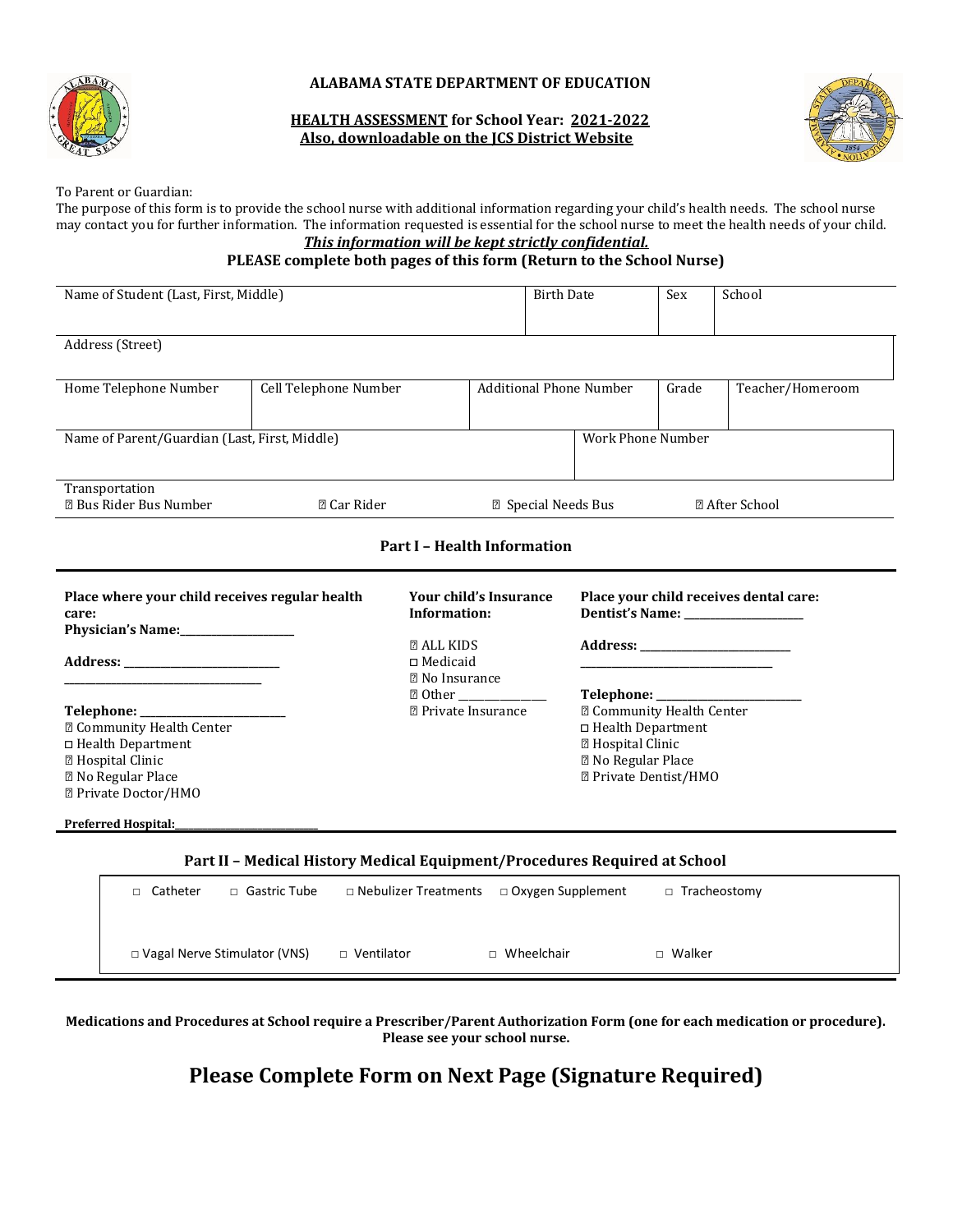**ALABAMA STATE DEPARTMENT OF EDUCATION**

**HEALTH ASSESSMENT for School Year: 2021-2022**
**Also, downloadable on the JCS District Website**

To Parent or Guardian:
The purpose of this form is to provide the school nurse with additional information regarding your child's health needs. The school nurse may contact you for further information. The information requested is essential for the school nurse to meet the health needs of your child.

***This information will be kept strictly confidential.***

**PLEASE complete both pages of this form (Return to the School Nurse)**

| Name of Student (Last, First, Middle) | | | Birth Date | Sex | School |
|---|---|---|---|---|---|
| Address (Street) | | | | | |
| Home Telephone Number | Cell Telephone Number | Additional Phone Number | | Grade | Teacher/Homeroom |
| Name of Parent/Guardian (Last, First, Middle) | | | Work Phone Number | | |

Transportation
☐ Bus Rider Bus Number ☐ Car Rider ☐ Special Needs Bus ☐ After School

## Part I – Health Information

**Place where your child receives regular health care:**
**Physician's Name:\_\_\_\_\_\_\_\_\_\_\_\_\_\_\_\_\_\_\_\_**

**Address: \_\_\_\_\_\_\_\_\_\_\_\_\_\_\_\_\_\_\_\_\_\_\_\_\_\_\_\_**
**\_\_\_\_\_\_\_\_\_\_\_\_\_\_\_\_\_\_\_\_\_\_\_\_\_\_\_\_\_\_\_\_\_\_\_\_**

**Telephone: \_\_\_\_\_\_\_\_\_\_\_\_\_\_\_\_\_\_\_\_\_\_\_\_\_**
☐ Community Health Center
☐ Health Department
☐ Hospital Clinic
☐ No Regular Place
☐ Private Doctor/HMO

**Your child's Insurance Information:**

☐ ALL KIDS
☐ Medicaid
☐ No Insurance
☐ Other \_\_\_\_\_\_\_\_\_\_\_\_\_\_\_
☐ Private Insurance

**Place your child receives dental care:**
**Dentist's Name: \_\_\_\_\_\_\_\_\_\_\_\_\_\_\_\_\_\_\_\_\_**

**Address: \_\_\_\_\_\_\_\_\_\_\_\_\_\_\_\_\_\_\_\_\_\_\_\_\_\_\_**
**\_\_\_\_\_\_\_\_\_\_\_\_\_\_\_\_\_\_\_\_\_\_\_\_\_\_\_\_\_\_\_\_\_\_**

**Telephone: \_\_\_\_\_\_\_\_\_\_\_\_\_\_\_\_\_\_\_\_\_\_\_\_\_**
☐ Community Health Center
☐ Health Department
☐ Hospital Clinic
☐ No Regular Place
☐ Private Dentist/HMO

**Preferred Hospital:\_\_\_\_\_\_\_\_\_\_\_\_\_\_\_\_\_\_\_\_\_\_\_\_\_\_\_**

## Part II – Medical History Medical Equipment/Procedures Required at School

☐ Catheter ☐ Gastric Tube ☐ Nebulizer Treatments ☐ Oxygen Supplement ☐ Tracheostomy

☐ Vagal Nerve Stimulator (VNS) ☐ Ventilator ☐ Wheelchair ☐ Walker

**Medications and Procedures at School require a Prescriber/Parent Authorization Form (one for each medication or procedure). Please see your school nurse.**

# Please Complete Form on Next Page (Signature Required)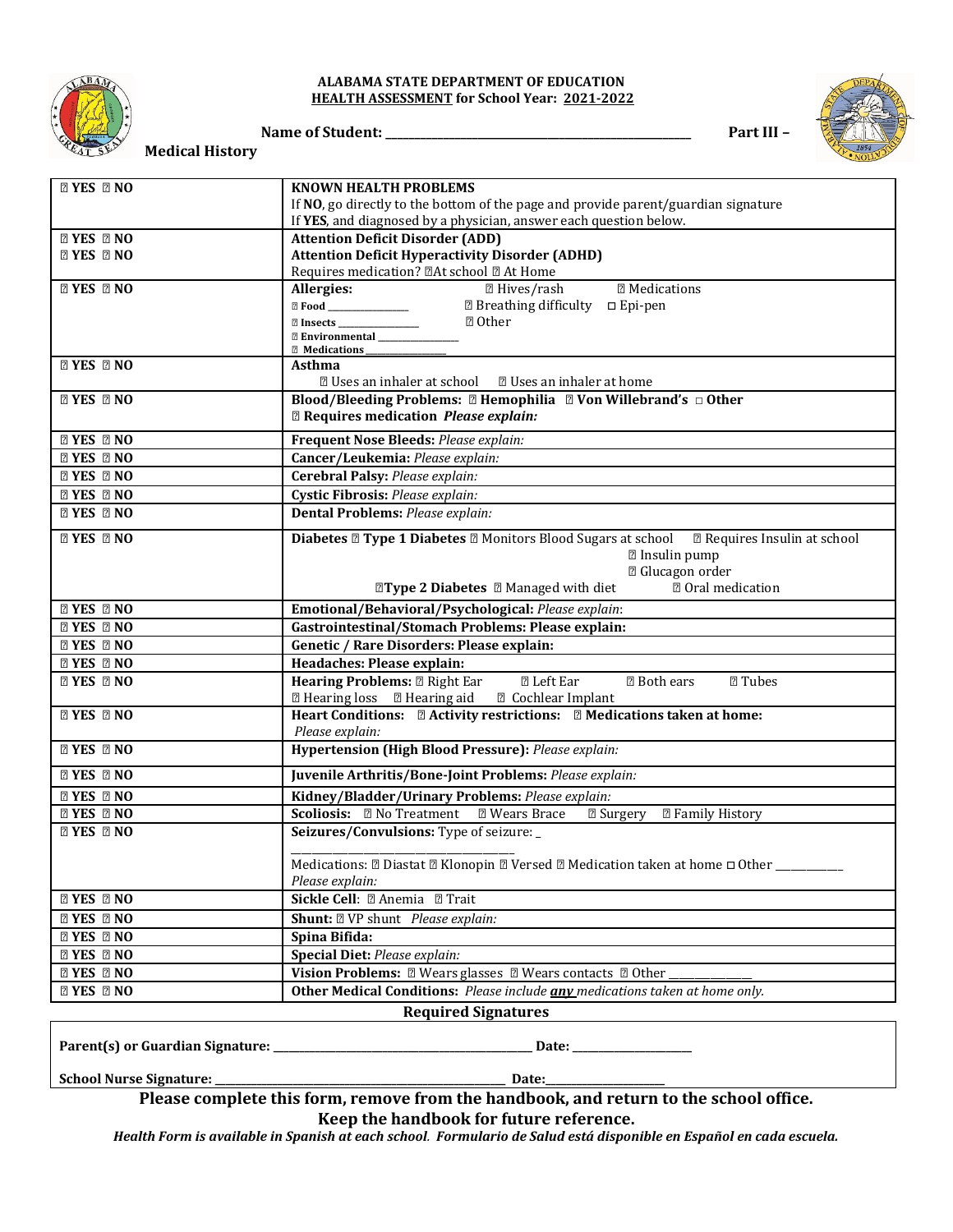**ALABAMA STATE DEPARTMENT OF EDUCATION**
**HEALTH ASSESSMENT for School Year: 2021-2022**

**Name of Student: ________________________________________** **Part III – Medical History**

| | |
|---|---|
| ☐ **YES** ☐ **NO** | **KNOWN HEALTH PROBLEMS**<br>If **NO**, go directly to the bottom of the page and provide parent/guardian signature<br>If **YES**, and diagnosed by a physician, answer each question below. |
| ☐ **YES** ☐ **NO**<br>☐ **YES** ☐ **NO** | **Attention Deficit Disorder (ADD)**<br>**Attention Deficit Hyperactivity Disorder (ADHD)**<br>Requires medication? ☐At school ☐ At Home |
| ☐ **YES** ☐ **NO** | **Allergies:** ☐ Hives/rash ☐ Medications<br>☐ **Food** ______________ ☐ Breathing difficulty ☐ Epi-pen<br>☐ **Insects** ______________ ☐ Other<br>☐ **Environmental** ______________<br>☐ **Medications** ______________ |
| ☐ **YES** ☐ **NO** | **Asthma**<br>☐ Uses an inhaler at school ☐ Uses an inhaler at home |
| ☐ **YES** ☐ **NO** | **Blood/Bleeding Problems: ☐ Hemophilia ☐ Von Willebrand's ☐ Other**<br>☐ **Requires medication** ***Please explain:*** |
| ☐ **YES** ☐ **NO** | **Frequent Nose Bleeds:** *Please explain:* |
| ☐ **YES** ☐ **NO** | **Cancer/Leukemia:** *Please explain:* |
| ☐ **YES** ☐ **NO** | **Cerebral Palsy:** *Please explain:* |
| ☐ **YES** ☐ **NO** | **Cystic Fibrosis:** *Please explain:* |
| ☐ **YES** ☐ **NO** | **Dental Problems:** *Please explain:* |
| ☐ **YES** ☐ **NO** | **Diabetes ☐ Type 1 Diabetes** ☐ Monitors Blood Sugars at school ☐ Requires Insulin at school<br>☐ Insulin pump<br>☐ Glucagon order<br>☐**Type 2 Diabetes** ☐ Managed with diet ☐ Oral medication |
| ☐ **YES** ☐ **NO** | **Emotional/Behavioral/Psychological:** *Please explain*: |
| ☐ **YES** ☐ **NO** | **Gastrointestinal/Stomach Problems: Please explain:** |
| ☐ **YES** ☐ **NO** | **Genetic / Rare Disorders: Please explain:** |
| ☐ **YES** ☐ **NO** | **Headaches: Please explain:** |
| ☐ **YES** ☐ **NO** | **Hearing Problems:** ☐ Right Ear ☐ Left Ear ☐ Both ears ☐ Tubes<br>☐ Hearing loss ☐ Hearing aid ☐ Cochlear Implant |
| ☐ **YES** ☐ **NO** | **Heart Conditions: ☐ Activity restrictions: ☐ Medications taken at home:**<br>*Please explain:* |
| ☐ **YES** ☐ **NO** | **Hypertension (High Blood Pressure):** *Please explain:* |
| ☐ **YES** ☐ **NO** | **Juvenile Arthritis/Bone-Joint Problems:** *Please explain:* |
| ☐ **YES** ☐ **NO** | **Kidney/Bladder/Urinary Problems:** *Please explain:* |
| ☐ **YES** ☐ **NO** | **Scoliosis:** ☐ No Treatment ☐ Wears Brace ☐ Surgery ☐ Family History |
| ☐ **YES** ☐ **NO** | **Seizures/Convulsions:** Type of seizure: _<br>______________________________________<br>Medications: ☐ Diastat ☐ Klonopin ☐ Versed ☐ Medication taken at home ☐ Other __________<br>*Please explain:* |
| ☐ **YES** ☐ **NO** | **Sickle Cell**: ☐ Anemia ☐ Trait |
| ☐ **YES** ☐ **NO** | **Shunt:** ☐ VP shunt *Please explain:* |
| ☐ **YES** ☐ **NO** | **Spina Bifida:** |
| ☐ **YES** ☐ **NO** | **Special Diet:** *Please explain:* |
| ☐ **YES** ☐ **NO** | **Vision Problems:** ☐ Wears glasses ☐ Wears contacts ☐ Other _____________ |
| ☐ **YES** ☐ **NO** | **Other Medical Conditions:** *Please include* ***any*** *medications taken at home only.* |

**Required Signatures**

**Parent(s) or Guardian Signature:** ________________________________________ **Date:** __________________

**School Nurse Signature:** ________________________________________ **Date:**__________________

**Please complete this form, remove from the handbook, and return to the school office.**

**Keep the handbook for future reference.**

***Health Form is available in Spanish at each school. Formulario de Salud está disponible en Español en cada escuela.***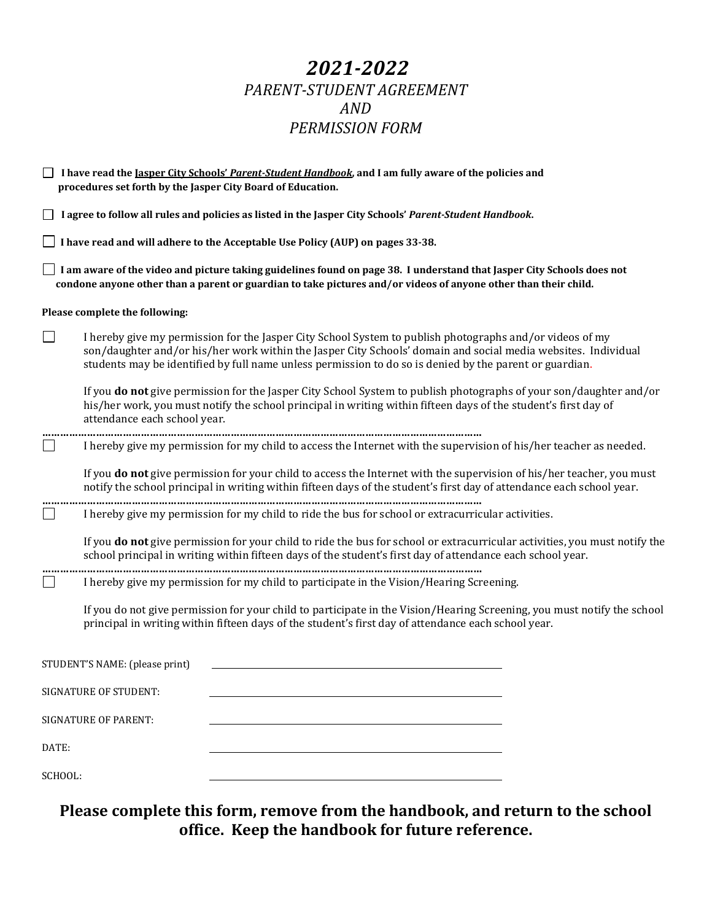# *2021-2022*

## *PARENT-STUDENT AGREEMENT AND PERMISSION FORM*

☐ **I have read the Jasper City Schools' *Parent-Student Handbook*, and I am fully aware of the policies and procedures set forth by the Jasper City Board of Education.**

☐ **I agree to follow all rules and policies as listed in the Jasper City Schools' *Parent-Student Handbook*.**

☐ **I have read and will adhere to the Acceptable Use Policy (AUP) on pages 33-38.**

☐ **I am aware of the video and picture taking guidelines found on page 38. I understand that Jasper City Schools does not condone anyone other than a parent or guardian to take pictures and/or videos of anyone other than their child.**

**Please complete the following:**

☐ I hereby give my permission for the Jasper City School System to publish photographs and/or videos of my son/daughter and/or his/her work within the Jasper City Schools' domain and social media websites. Individual students may be identified by full name unless permission to do so is denied by the parent or guardian.

If you **do not** give permission for the Jasper City School System to publish photographs of your son/daughter and/or his/her work, you must notify the school principal in writing within fifteen days of the student's first day of attendance each school year.

……………………………………………………………………………………………………………

☐ I hereby give my permission for my child to access the Internet with the supervision of his/her teacher as needed.

If you **do not** give permission for your child to access the Internet with the supervision of his/her teacher, you must notify the school principal in writing within fifteen days of the student's first day of attendance each school year.

……………………………………………………………………………………………………………

☐ I hereby give my permission for my child to ride the bus for school or extracurricular activities.

If you **do not** give permission for your child to ride the bus for school or extracurricular activities, you must notify the school principal in writing within fifteen days of the student's first day of attendance each school year.

……………………………………………………………………………………………………………

☐ I hereby give my permission for my child to participate in the Vision/Hearing Screening.

If you do not give permission for your child to participate in the Vision/Hearing Screening, you must notify the school principal in writing within fifteen days of the student's first day of attendance each school year.

STUDENT'S NAME: (please print) ______________________________

SIGNATURE OF STUDENT: ______________________________

SIGNATURE OF PARENT: ______________________________

DATE: ______________________________

SCHOOL: ______________________________

**Please complete this form, remove from the handbook, and return to the school office. Keep the handbook for future reference.**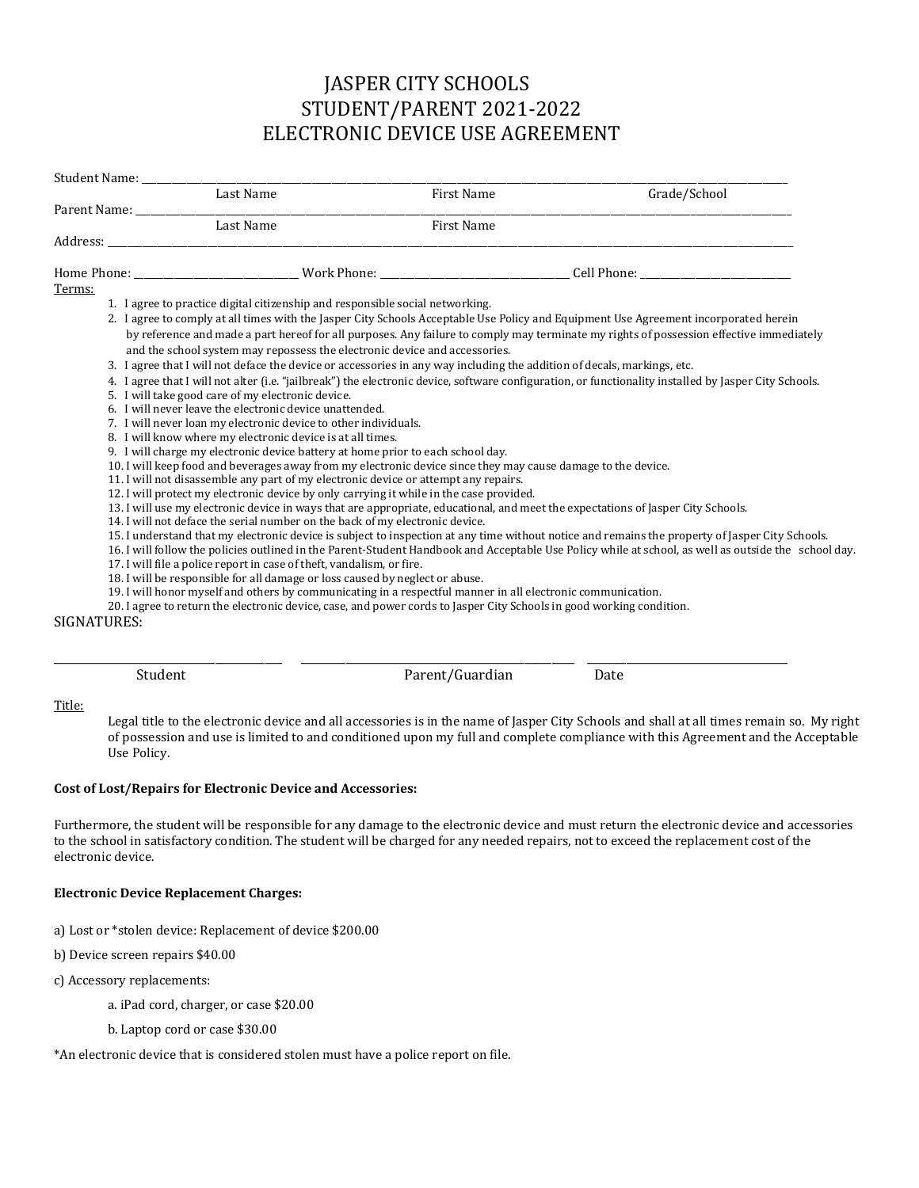# JASPER CITY SCHOOLS
# STUDENT/PARENT 2021-2022
# ELECTRONIC DEVICE USE AGREEMENT

Student Name: ______________________________________________________________________________
Last Name First Name Grade/School

Parent Name: ______________________________________________________________________________
Last Name First Name

Address: __________________________________________________________________________________

Home Phone: ____________________ Work Phone: ______________________ Cell Phone: __________________

Terms:

1. I agree to practice digital citizenship and responsible social networking.
2. I agree to comply at all times with the Jasper City Schools Acceptable Use Policy and Equipment Use Agreement incorporated herein by reference and made a part hereof for all purposes. Any failure to comply may terminate my rights of possession effective immediately and the school system may repossess the electronic device and accessories.
3. I agree that I will not deface the device or accessories in any way including the addition of decals, markings, etc.
4. I agree that I will not alter (i.e. "jailbreak") the electronic device, software configuration, or functionality installed by Jasper City Schools.
5. I will take good care of my electronic device.
6. I will never leave the electronic device unattended.
7. I will never loan my electronic device to other individuals.
8. I will know where my electronic device is at all times.
9. I will charge my electronic device battery at home prior to each school day.
10. I will keep food and beverages away from my electronic device since they may cause damage to the device.
11. I will not disassemble any part of my electronic device or attempt any repairs.
12. I will protect my electronic device by only carrying it while in the case provided.
13. I will use my electronic device in ways that are appropriate, educational, and meet the expectations of Jasper City Schools.
14. I will not deface the serial number on the back of my electronic device.
15. I understand that my electronic device is subject to inspection at any time without notice and remains the property of Jasper City Schools.
16. I will follow the policies outlined in the Parent-Student Handbook and Acceptable Use Policy while at school, as well as outside the school day.
17. I will file a police report in case of theft, vandalism, or fire.
18. I will be responsible for all damage or loss caused by neglect or abuse.
19. I will honor myself and others by communicating in a respectful manner in all electronic communication.
20. I agree to return the electronic device, case, and power cords to Jasper City Schools in good working condition.

SIGNATURES:

______________________ ______________________ ______________________
Student Parent/Guardian Date

Title:

Legal title to the electronic device and all accessories is in the name of Jasper City Schools and shall at all times remain so. My right of possession and use is limited to and conditioned upon my full and complete compliance with this Agreement and the Acceptable Use Policy.

**Cost of Lost/Repairs for Electronic Device and Accessories:**

Furthermore, the student will be responsible for any damage to the electronic device and must return the electronic device and accessories to the school in satisfactory condition. The student will be charged for any needed repairs, not to exceed the replacement cost of the electronic device.

**Electronic Device Replacement Charges:**

a) Lost or *stolen device: Replacement of device $200.00

b) Device screen repairs $40.00

c) Accessory replacements:

a. iPad cord, charger, or case $20.00

b. Laptop cord or case $30.00

*An electronic device that is considered stolen must have a police report on file.